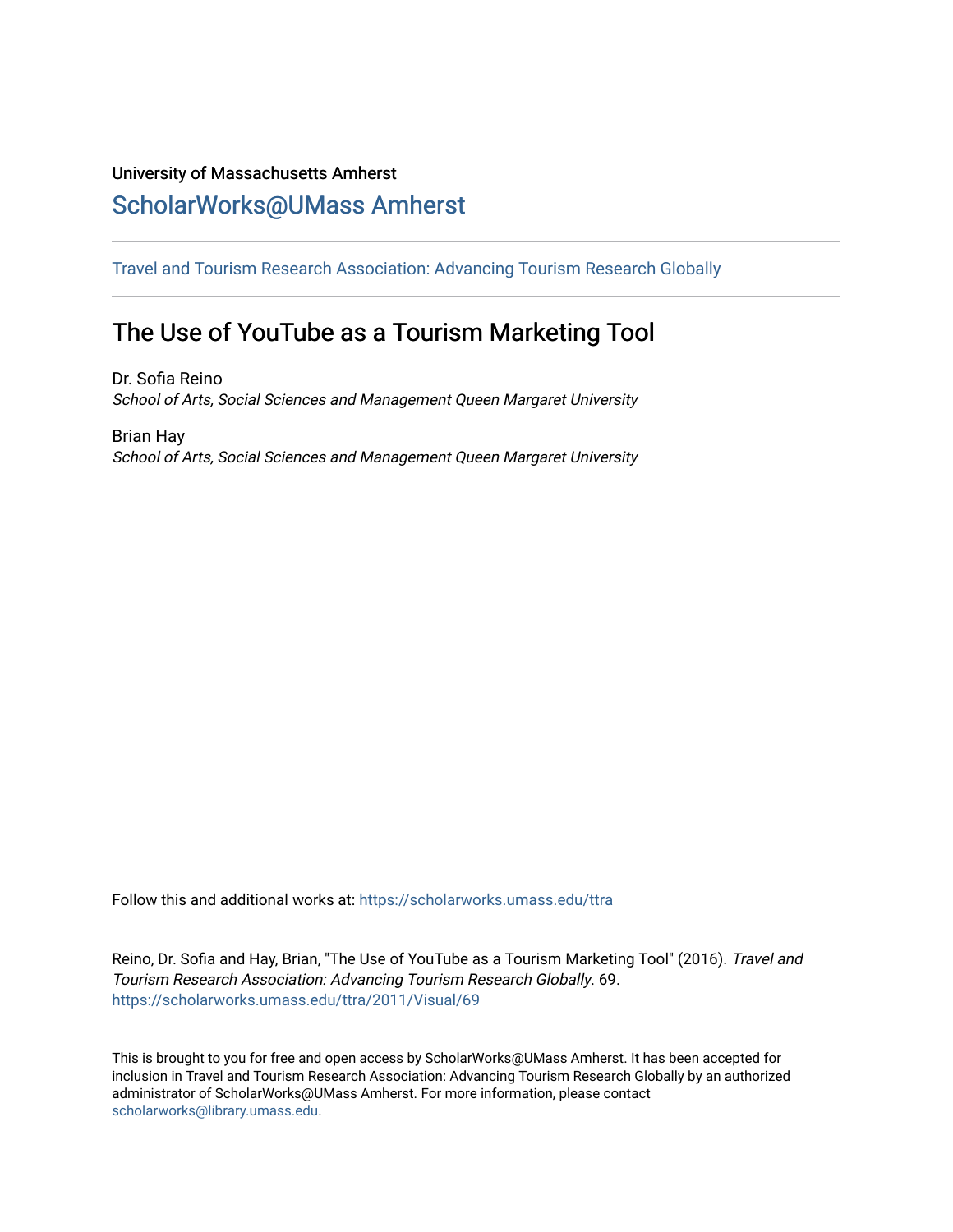University of Massachusetts Amherst

## ScholarWorks@UMass Amherst

Travel and Tourism Research Association: Advancing Tourism Research Globally

# The Use of YouTube as a Tourism Marketing Tool

Dr. Sofia Reino
*School of Arts, Social Sciences and Management Queen Margaret University*

Brian Hay
*School of Arts, Social Sciences and Management Queen Margaret University*

Follow this and additional works at: https://scholarworks.umass.edu/ttra

Reino, Dr. Sofia and Hay, Brian, "The Use of YouTube as a Tourism Marketing Tool" (2016). *Travel and Tourism Research Association: Advancing Tourism Research Globally*. 69.
https://scholarworks.umass.edu/ttra/2011/Visual/69

This is brought to you for free and open access by ScholarWorks@UMass Amherst. It has been accepted for inclusion in Travel and Tourism Research Association: Advancing Tourism Research Globally by an authorized administrator of ScholarWorks@UMass Amherst. For more information, please contact scholarworks@library.umass.edu.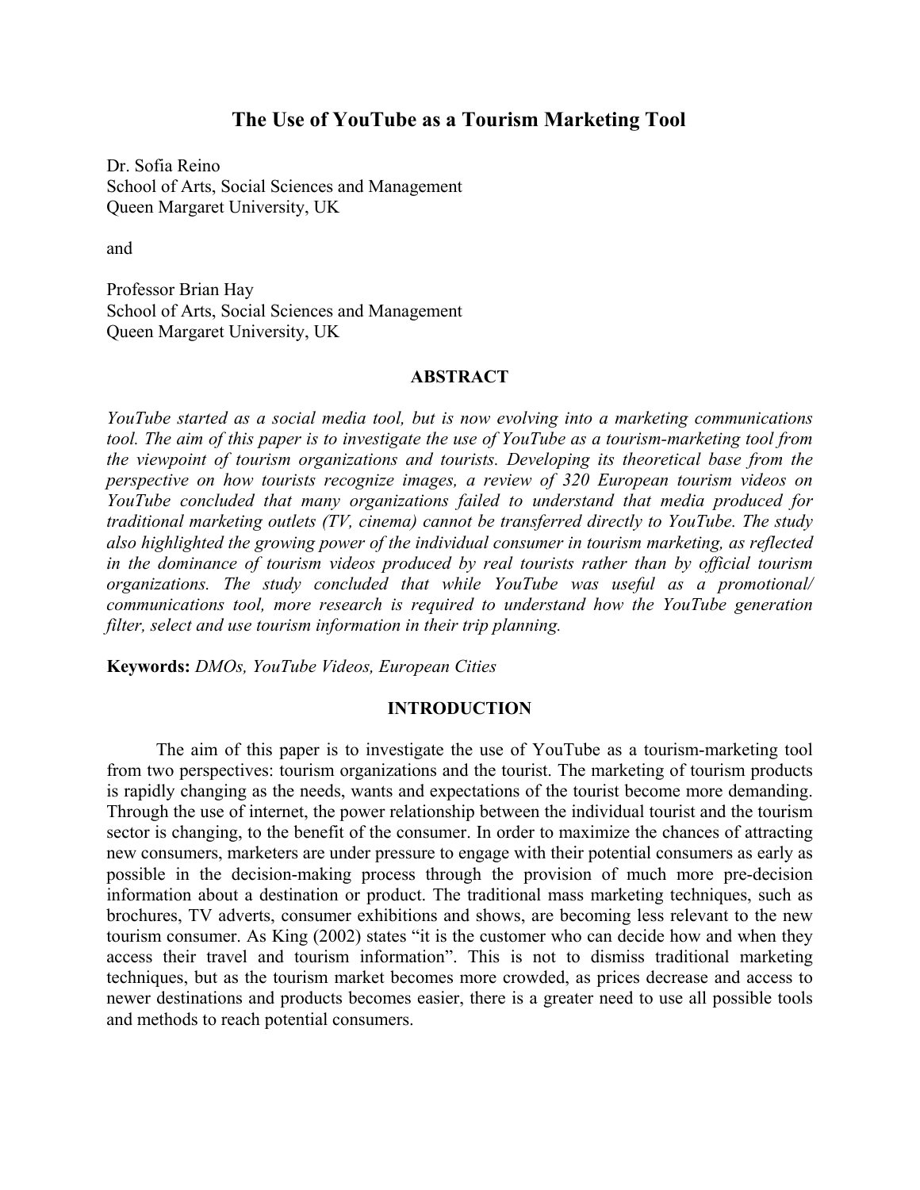# The Use of YouTube as a Tourism Marketing Tool

Dr. Sofia Reino
School of Arts, Social Sciences and Management
Queen Margaret University, UK

and

Professor Brian Hay
School of Arts, Social Sciences and Management
Queen Margaret University, UK

## ABSTRACT

*YouTube started as a social media tool, but is now evolving into a marketing communications tool. The aim of this paper is to investigate the use of YouTube as a tourism-marketing tool from the viewpoint of tourism organizations and tourists. Developing its theoretical base from the perspective on how tourists recognize images, a review of 320 European tourism videos on YouTube concluded that many organizations failed to understand that media produced for traditional marketing outlets (TV, cinema) cannot be transferred directly to YouTube. The study also highlighted the growing power of the individual consumer in tourism marketing, as reflected in the dominance of tourism videos produced by real tourists rather than by official tourism organizations. The study concluded that while YouTube was useful as a promotional/ communications tool, more research is required to understand how the YouTube generation filter, select and use tourism information in their trip planning.*

**Keywords:** *DMOs, YouTube Videos, European Cities*

## INTRODUCTION

The aim of this paper is to investigate the use of YouTube as a tourism-marketing tool from two perspectives: tourism organizations and the tourist. The marketing of tourism products is rapidly changing as the needs, wants and expectations of the tourist become more demanding. Through the use of internet, the power relationship between the individual tourist and the tourism sector is changing, to the benefit of the consumer. In order to maximize the chances of attracting new consumers, marketers are under pressure to engage with their potential consumers as early as possible in the decision-making process through the provision of much more pre-decision information about a destination or product. The traditional mass marketing techniques, such as brochures, TV adverts, consumer exhibitions and shows, are becoming less relevant to the new tourism consumer. As King (2002) states "it is the customer who can decide how and when they access their travel and tourism information". This is not to dismiss traditional marketing techniques, but as the tourism market becomes more crowded, as prices decrease and access to newer destinations and products becomes easier, there is a greater need to use all possible tools and methods to reach potential consumers.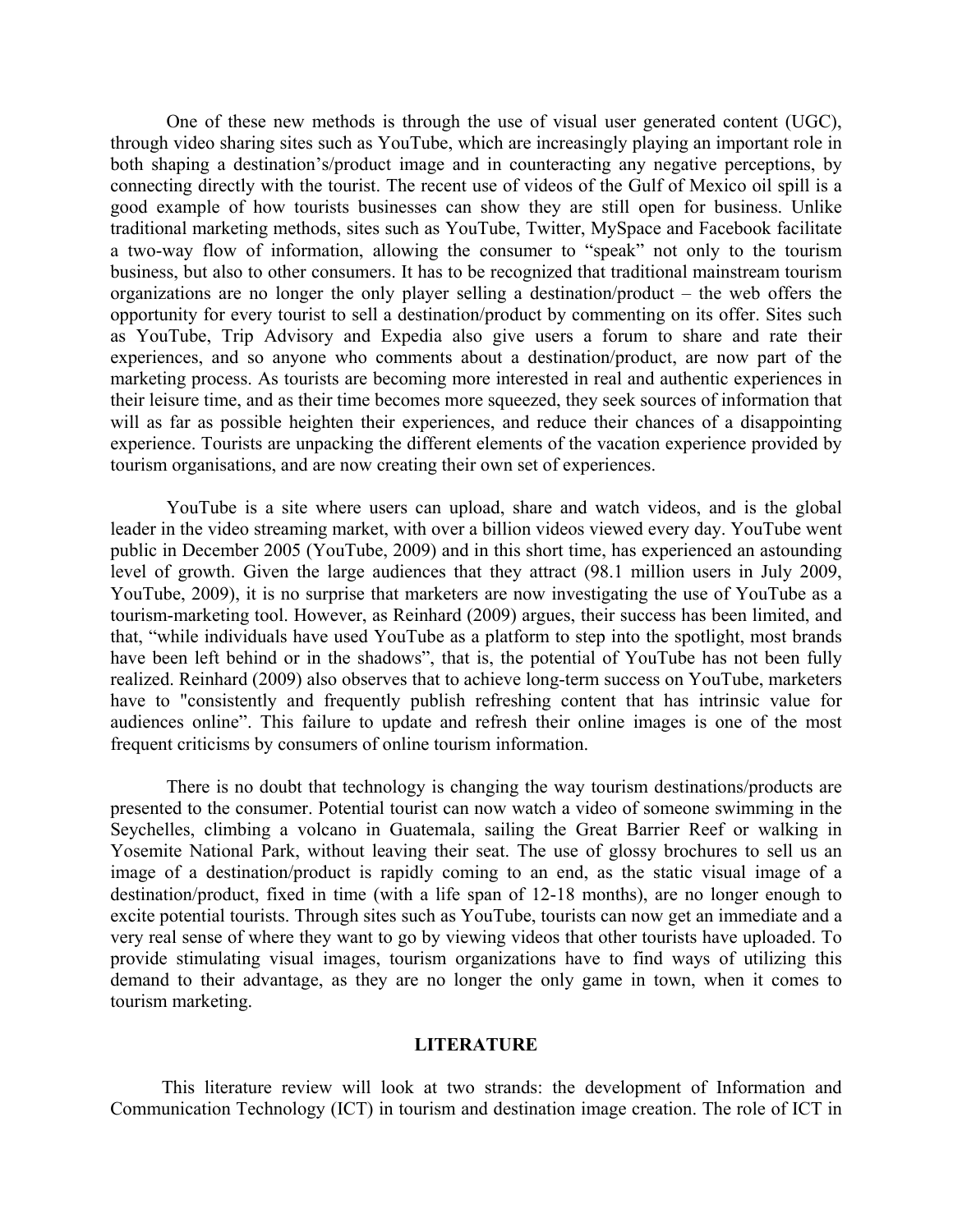One of these new methods is through the use of visual user generated content (UGC), through video sharing sites such as YouTube, which are increasingly playing an important role in both shaping a destination's/product image and in counteracting any negative perceptions, by connecting directly with the tourist. The recent use of videos of the Gulf of Mexico oil spill is a good example of how tourists businesses can show they are still open for business. Unlike traditional marketing methods, sites such as YouTube, Twitter, MySpace and Facebook facilitate a two-way flow of information, allowing the consumer to "speak" not only to the tourism business, but also to other consumers. It has to be recognized that traditional mainstream tourism organizations are no longer the only player selling a destination/product – the web offers the opportunity for every tourist to sell a destination/product by commenting on its offer. Sites such as YouTube, Trip Advisory and Expedia also give users a forum to share and rate their experiences, and so anyone who comments about a destination/product, are now part of the marketing process. As tourists are becoming more interested in real and authentic experiences in their leisure time, and as their time becomes more squeezed, they seek sources of information that will as far as possible heighten their experiences, and reduce their chances of a disappointing experience. Tourists are unpacking the different elements of the vacation experience provided by tourism organisations, and are now creating their own set of experiences.

YouTube is a site where users can upload, share and watch videos, and is the global leader in the video streaming market, with over a billion videos viewed every day. YouTube went public in December 2005 (YouTube, 2009) and in this short time, has experienced an astounding level of growth. Given the large audiences that they attract (98.1 million users in July 2009, YouTube, 2009), it is no surprise that marketers are now investigating the use of YouTube as a tourism-marketing tool. However, as Reinhard (2009) argues, their success has been limited, and that, "while individuals have used YouTube as a platform to step into the spotlight, most brands have been left behind or in the shadows", that is, the potential of YouTube has not been fully realized. Reinhard (2009) also observes that to achieve long-term success on YouTube, marketers have to "consistently and frequently publish refreshing content that has intrinsic value for audiences online". This failure to update and refresh their online images is one of the most frequent criticisms by consumers of online tourism information.

There is no doubt that technology is changing the way tourism destinations/products are presented to the consumer. Potential tourist can now watch a video of someone swimming in the Seychelles, climbing a volcano in Guatemala, sailing the Great Barrier Reef or walking in Yosemite National Park, without leaving their seat. The use of glossy brochures to sell us an image of a destination/product is rapidly coming to an end, as the static visual image of a destination/product, fixed in time (with a life span of 12-18 months), are no longer enough to excite potential tourists. Through sites such as YouTube, tourists can now get an immediate and a very real sense of where they want to go by viewing videos that other tourists have uploaded. To provide stimulating visual images, tourism organizations have to find ways of utilizing this demand to their advantage, as they are no longer the only game in town, when it comes to tourism marketing.

## LITERATURE

This literature review will look at two strands: the development of Information and Communication Technology (ICT) in tourism and destination image creation. The role of ICT in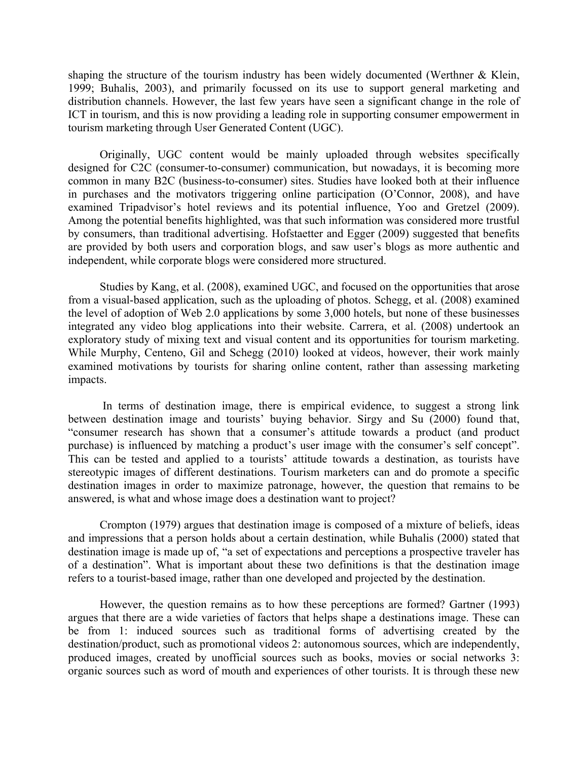shaping the structure of the tourism industry has been widely documented (Werthner & Klein, 1999; Buhalis, 2003), and primarily focussed on its use to support general marketing and distribution channels. However, the last few years have seen a significant change in the role of ICT in tourism, and this is now providing a leading role in supporting consumer empowerment in tourism marketing through User Generated Content (UGC).

Originally, UGC content would be mainly uploaded through websites specifically designed for C2C (consumer-to-consumer) communication, but nowadays, it is becoming more common in many B2C (business-to-consumer) sites. Studies have looked both at their influence in purchases and the motivators triggering online participation (O'Connor, 2008), and have examined Tripadvisor's hotel reviews and its potential influence, Yoo and Gretzel (2009). Among the potential benefits highlighted, was that such information was considered more trustful by consumers, than traditional advertising. Hofstaetter and Egger (2009) suggested that benefits are provided by both users and corporation blogs, and saw user's blogs as more authentic and independent, while corporate blogs were considered more structured.

Studies by Kang, et al. (2008), examined UGC, and focused on the opportunities that arose from a visual-based application, such as the uploading of photos. Schegg, et al. (2008) examined the level of adoption of Web 2.0 applications by some 3,000 hotels, but none of these businesses integrated any video blog applications into their website. Carrera, et al. (2008) undertook an exploratory study of mixing text and visual content and its opportunities for tourism marketing. While Murphy, Centeno, Gil and Schegg (2010) looked at videos, however, their work mainly examined motivations by tourists for sharing online content, rather than assessing marketing impacts.

In terms of destination image, there is empirical evidence, to suggest a strong link between destination image and tourists' buying behavior. Sirgy and Su (2000) found that, "consumer research has shown that a consumer's attitude towards a product (and product purchase) is influenced by matching a product's user image with the consumer's self concept". This can be tested and applied to a tourists' attitude towards a destination, as tourists have stereotypic images of different destinations. Tourism marketers can and do promote a specific destination images in order to maximize patronage, however, the question that remains to be answered, is what and whose image does a destination want to project?

Crompton (1979) argues that destination image is composed of a mixture of beliefs, ideas and impressions that a person holds about a certain destination, while Buhalis (2000) stated that destination image is made up of, "a set of expectations and perceptions a prospective traveler has of a destination". What is important about these two definitions is that the destination image refers to a tourist-based image, rather than one developed and projected by the destination.

However, the question remains as to how these perceptions are formed? Gartner (1993) argues that there are a wide varieties of factors that helps shape a destinations image. These can be from 1: induced sources such as traditional forms of advertising created by the destination/product, such as promotional videos 2: autonomous sources, which are independently, produced images, created by unofficial sources such as books, movies or social networks 3: organic sources such as word of mouth and experiences of other tourists. It is through these new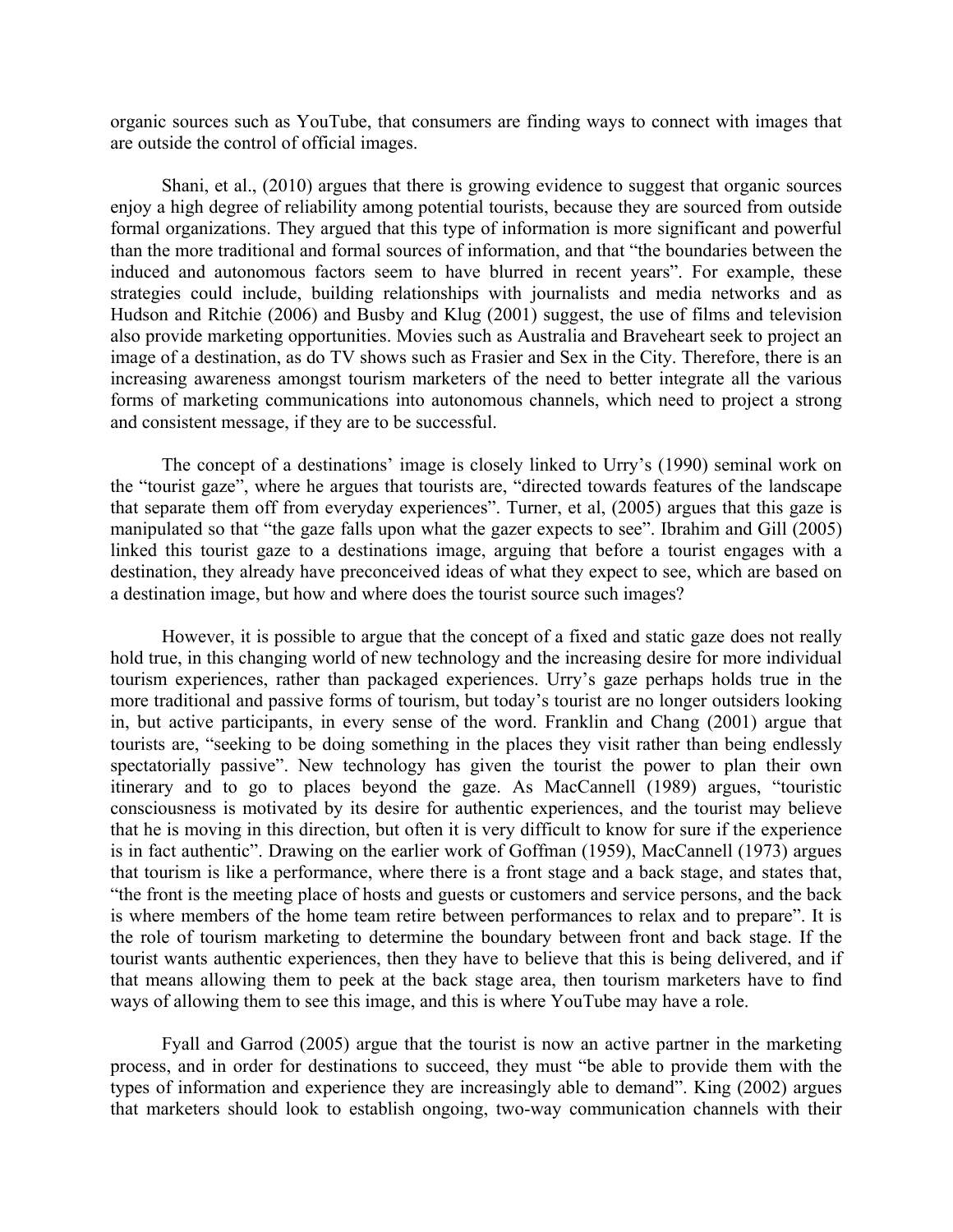organic sources such as YouTube, that consumers are finding ways to connect with images that are outside the control of official images.

Shani, et al., (2010) argues that there is growing evidence to suggest that organic sources enjoy a high degree of reliability among potential tourists, because they are sourced from outside formal organizations. They argued that this type of information is more significant and powerful than the more traditional and formal sources of information, and that "the boundaries between the induced and autonomous factors seem to have blurred in recent years". For example, these strategies could include, building relationships with journalists and media networks and as Hudson and Ritchie (2006) and Busby and Klug (2001) suggest, the use of films and television also provide marketing opportunities. Movies such as Australia and Braveheart seek to project an image of a destination, as do TV shows such as Frasier and Sex in the City. Therefore, there is an increasing awareness amongst tourism marketers of the need to better integrate all the various forms of marketing communications into autonomous channels, which need to project a strong and consistent message, if they are to be successful.

The concept of a destinations' image is closely linked to Urry's (1990) seminal work on the "tourist gaze", where he argues that tourists are, "directed towards features of the landscape that separate them off from everyday experiences". Turner, et al, (2005) argues that this gaze is manipulated so that "the gaze falls upon what the gazer expects to see". Ibrahim and Gill (2005) linked this tourist gaze to a destinations image, arguing that before a tourist engages with a destination, they already have preconceived ideas of what they expect to see, which are based on a destination image, but how and where does the tourist source such images?

However, it is possible to argue that the concept of a fixed and static gaze does not really hold true, in this changing world of new technology and the increasing desire for more individual tourism experiences, rather than packaged experiences. Urry's gaze perhaps holds true in the more traditional and passive forms of tourism, but today's tourist are no longer outsiders looking in, but active participants, in every sense of the word. Franklin and Chang (2001) argue that tourists are, "seeking to be doing something in the places they visit rather than being endlessly spectatorially passive". New technology has given the tourist the power to plan their own itinerary and to go to places beyond the gaze. As MacCannell (1989) argues, "touristic consciousness is motivated by its desire for authentic experiences, and the tourist may believe that he is moving in this direction, but often it is very difficult to know for sure if the experience is in fact authentic". Drawing on the earlier work of Goffman (1959), MacCannell (1973) argues that tourism is like a performance, where there is a front stage and a back stage, and states that, "the front is the meeting place of hosts and guests or customers and service persons, and the back is where members of the home team retire between performances to relax and to prepare". It is the role of tourism marketing to determine the boundary between front and back stage. If the tourist wants authentic experiences, then they have to believe that this is being delivered, and if that means allowing them to peek at the back stage area, then tourism marketers have to find ways of allowing them to see this image, and this is where YouTube may have a role.

Fyall and Garrod (2005) argue that the tourist is now an active partner in the marketing process, and in order for destinations to succeed, they must "be able to provide them with the types of information and experience they are increasingly able to demand". King (2002) argues that marketers should look to establish ongoing, two-way communication channels with their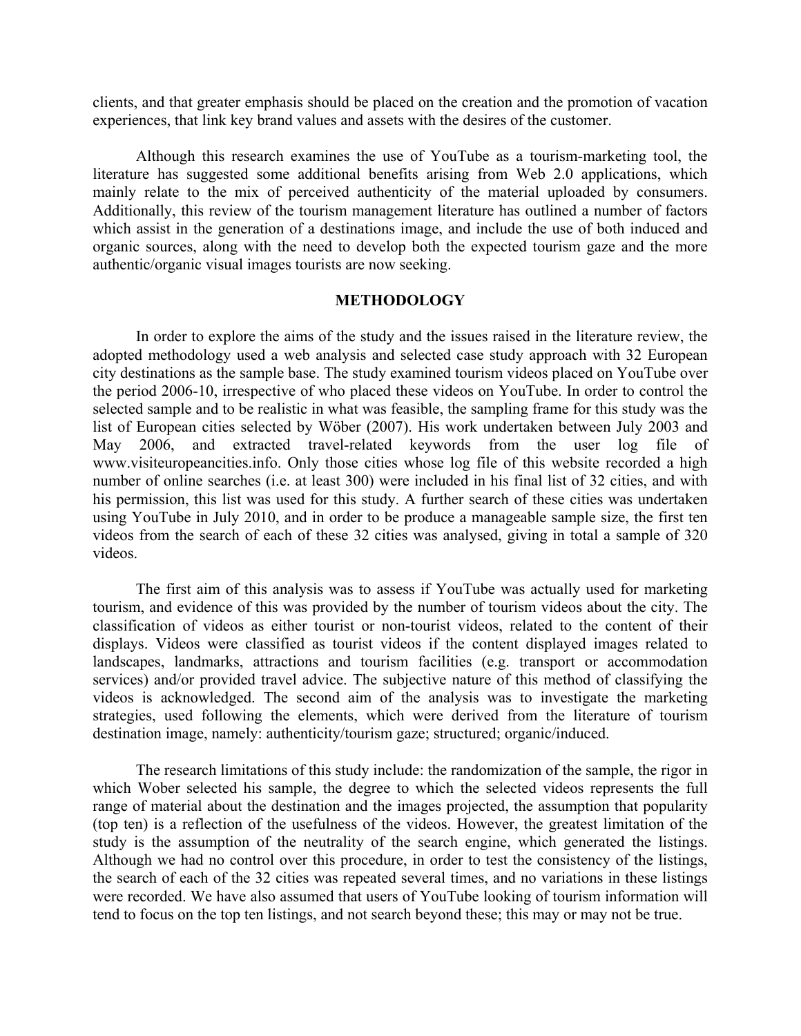clients, and that greater emphasis should be placed on the creation and the promotion of vacation experiences, that link key brand values and assets with the desires of the customer.

Although this research examines the use of YouTube as a tourism-marketing tool, the literature has suggested some additional benefits arising from Web 2.0 applications, which mainly relate to the mix of perceived authenticity of the material uploaded by consumers. Additionally, this review of the tourism management literature has outlined a number of factors which assist in the generation of a destinations image, and include the use of both induced and organic sources, along with the need to develop both the expected tourism gaze and the more authentic/organic visual images tourists are now seeking.

## METHODOLOGY

In order to explore the aims of the study and the issues raised in the literature review, the adopted methodology used a web analysis and selected case study approach with 32 European city destinations as the sample base. The study examined tourism videos placed on YouTube over the period 2006-10, irrespective of who placed these videos on YouTube. In order to control the selected sample and to be realistic in what was feasible, the sampling frame for this study was the list of European cities selected by Wöber (2007). His work undertaken between July 2003 and May 2006, and extracted travel-related keywords from the user log file of www.visiteuropeancities.info. Only those cities whose log file of this website recorded a high number of online searches (i.e. at least 300) were included in his final list of 32 cities, and with his permission, this list was used for this study. A further search of these cities was undertaken using YouTube in July 2010, and in order to be produce a manageable sample size, the first ten videos from the search of each of these 32 cities was analysed, giving in total a sample of 320 videos.

The first aim of this analysis was to assess if YouTube was actually used for marketing tourism, and evidence of this was provided by the number of tourism videos about the city. The classification of videos as either tourist or non-tourist videos, related to the content of their displays. Videos were classified as tourist videos if the content displayed images related to landscapes, landmarks, attractions and tourism facilities (e.g. transport or accommodation services) and/or provided travel advice. The subjective nature of this method of classifying the videos is acknowledged. The second aim of the analysis was to investigate the marketing strategies, used following the elements, which were derived from the literature of tourism destination image, namely: authenticity/tourism gaze; structured; organic/induced.

The research limitations of this study include: the randomization of the sample, the rigor in which Wober selected his sample, the degree to which the selected videos represents the full range of material about the destination and the images projected, the assumption that popularity (top ten) is a reflection of the usefulness of the videos. However, the greatest limitation of the study is the assumption of the neutrality of the search engine, which generated the listings. Although we had no control over this procedure, in order to test the consistency of the listings, the search of each of the 32 cities was repeated several times, and no variations in these listings were recorded. We have also assumed that users of YouTube looking of tourism information will tend to focus on the top ten listings, and not search beyond these; this may or may not be true.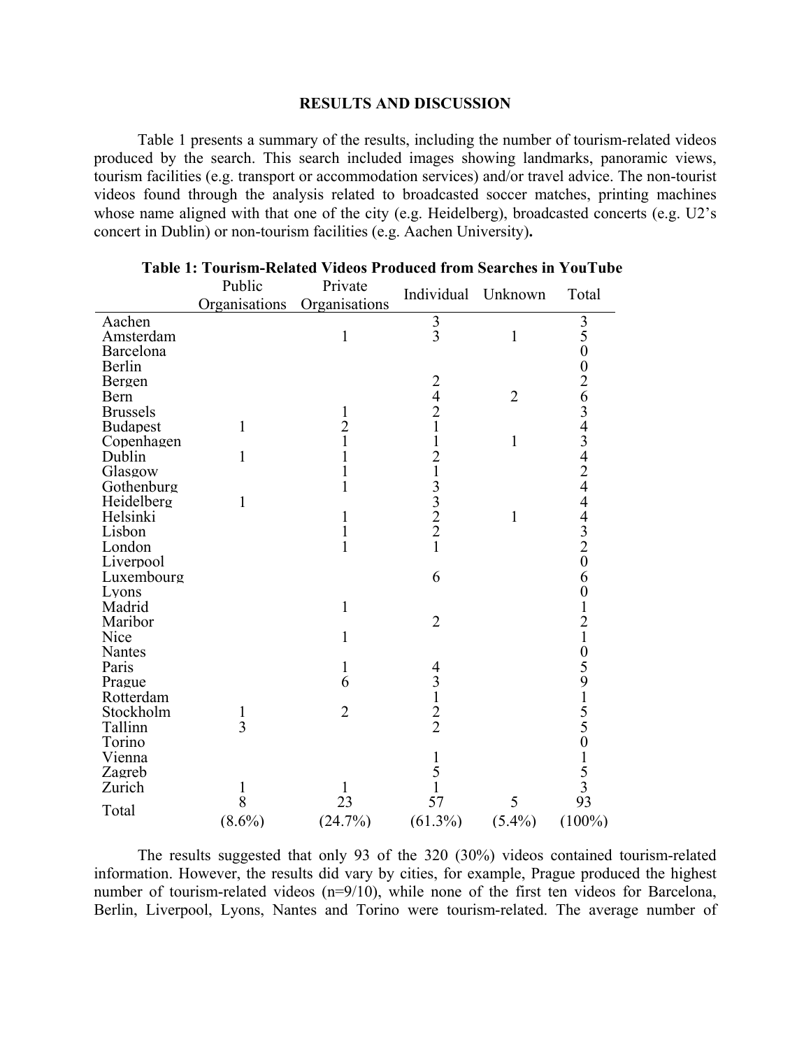## RESULTS AND DISCUSSION

Table 1 presents a summary of the results, including the number of tourism-related videos produced by the search. This search included images showing landmarks, panoramic views, tourism facilities (e.g. transport or accommodation services) and/or travel advice. The non-tourist videos found through the analysis related to broadcasted soccer matches, printing machines whose name aligned with that one of the city (e.g. Heidelberg), broadcasted concerts (e.g. U2's concert in Dublin) or non-tourism facilities (e.g. Aachen University).

**Table 1: Tourism-Related Videos Produced from Searches in YouTube**

| | Public Organisations | Private Organisations | Individual | Unknown | Total |
|---|---|---|---|---|---|
| Aachen | | | 3 | | 3 |
| Amsterdam | | 1 | 3 | 1 | 5 |
| Barcelona | | | | | 0 |
| Berlin | | | | | 0 |
| Bergen | | | 2 | | 2 |
| Bern | | | 4 | 2 | 6 |
| Brussels | | 1 | 2 | | 3 |
| Budapest | 1 | 2 | 1 | | 4 |
| Copenhagen | | 1 | 1 | 1 | 3 |
| Dublin | 1 | 1 | 2 | | 4 |
| Glasgow | | 1 | 1 | | 2 |
| Gothenburg | | 1 | 3 | | 4 |
| Heidelberg | 1 | | 3 | | 4 |
| Helsinki | | 1 | 2 | 1 | 4 |
| Lisbon | | 1 | 2 | | 3 |
| London | | 1 | 1 | | 2 |
| Liverpool | | | | | 0 |
| Luxembourg | | | 6 | | 6 |
| Lyons | | | | | 0 |
| Madrid | | 1 | | | 1 |
| Maribor | | | 2 | | 2 |
| Nice | | 1 | | | 1 |
| Nantes | | | | | 0 |
| Paris | | 1 | 4 | | 5 |
| Prague | | 6 | 3 | | 9 |
| Rotterdam | | | 1 | | 1 |
| Stockholm | 1 | 2 | 2 | | 5 |
| Tallinn | 3 | | 2 | | 5 |
| Torino | | | | | 0 |
| Vienna | | | 1 | | 1 |
| Zagreb | | | 5 | | 5 |
| Zurich | 1 | 1 | 1 | | 3 |
| Total | 8 (8.6%) | 23 (24.7%) | 57 (61.3%) | 5 (5.4%) | 93 (100%) |

The results suggested that only 93 of the 320 (30%) videos contained tourism-related information. However, the results did vary by cities, for example, Prague produced the highest number of tourism-related videos (n=9/10), while none of the first ten videos for Barcelona, Berlin, Liverpool, Lyons, Nantes and Torino were tourism-related. The average number of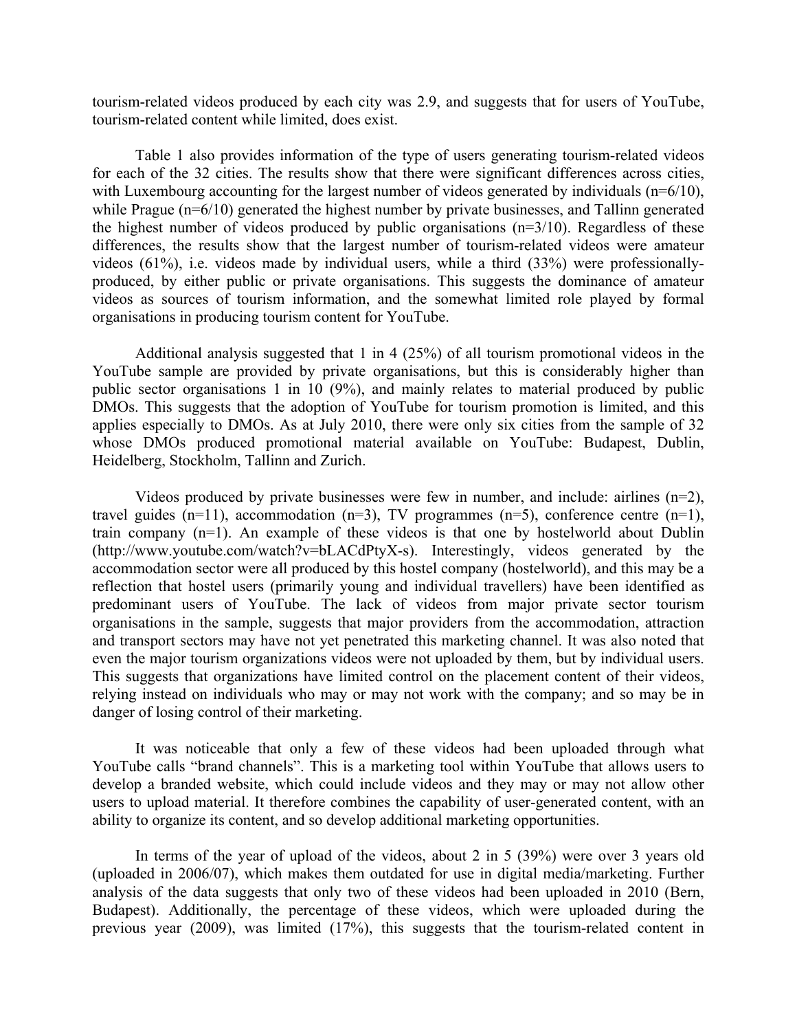tourism-related videos produced by each city was 2.9, and suggests that for users of YouTube, tourism-related content while limited, does exist.

Table 1 also provides information of the type of users generating tourism-related videos for each of the 32 cities. The results show that there were significant differences across cities, with Luxembourg accounting for the largest number of videos generated by individuals (n=6/10), while Prague (n=6/10) generated the highest number by private businesses, and Tallinn generated the highest number of videos produced by public organisations (n=3/10). Regardless of these differences, the results show that the largest number of tourism-related videos were amateur videos (61%), i.e. videos made by individual users, while a third (33%) were professionally-produced, by either public or private organisations. This suggests the dominance of amateur videos as sources of tourism information, and the somewhat limited role played by formal organisations in producing tourism content for YouTube.

Additional analysis suggested that 1 in 4 (25%) of all tourism promotional videos in the YouTube sample are provided by private organisations, but this is considerably higher than public sector organisations 1 in 10 (9%), and mainly relates to material produced by public DMOs. This suggests that the adoption of YouTube for tourism promotion is limited, and this applies especially to DMOs. As at July 2010, there were only six cities from the sample of 32 whose DMOs produced promotional material available on YouTube: Budapest, Dublin, Heidelberg, Stockholm, Tallinn and Zurich.

Videos produced by private businesses were few in number, and include: airlines (n=2), travel guides (n=11), accommodation (n=3), TV programmes (n=5), conference centre (n=1), train company (n=1). An example of these videos is that one by hostelworld about Dublin (http://www.youtube.com/watch?v=bLACdPtyX-s). Interestingly, videos generated by the accommodation sector were all produced by this hostel company (hostelworld), and this may be a reflection that hostel users (primarily young and individual travellers) have been identified as predominant users of YouTube. The lack of videos from major private sector tourism organisations in the sample, suggests that major providers from the accommodation, attraction and transport sectors may have not yet penetrated this marketing channel. It was also noted that even the major tourism organizations videos were not uploaded by them, but by individual users. This suggests that organizations have limited control on the placement content of their videos, relying instead on individuals who may or may not work with the company; and so may be in danger of losing control of their marketing.

It was noticeable that only a few of these videos had been uploaded through what YouTube calls "brand channels". This is a marketing tool within YouTube that allows users to develop a branded website, which could include videos and they may or may not allow other users to upload material. It therefore combines the capability of user-generated content, with an ability to organize its content, and so develop additional marketing opportunities.

In terms of the year of upload of the videos, about 2 in 5 (39%) were over 3 years old (uploaded in 2006/07), which makes them outdated for use in digital media/marketing. Further analysis of the data suggests that only two of these videos had been uploaded in 2010 (Bern, Budapest). Additionally, the percentage of these videos, which were uploaded during the previous year (2009), was limited (17%), this suggests that the tourism-related content in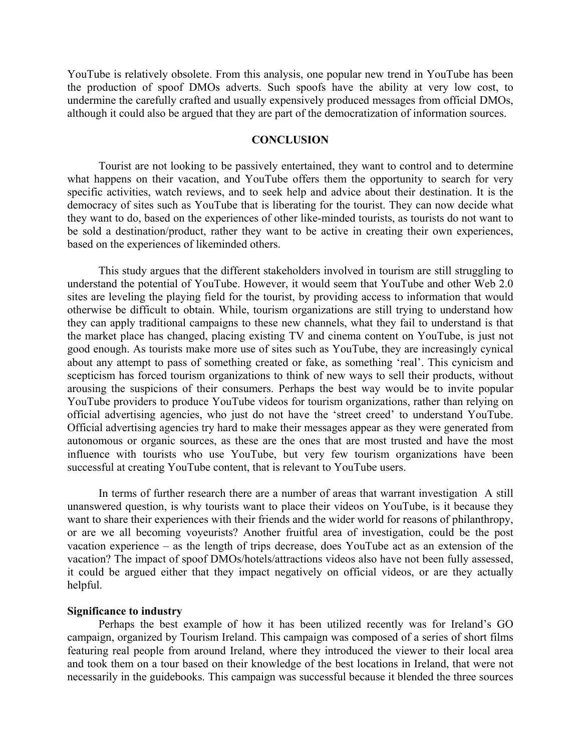YouTube is relatively obsolete. From this analysis, one popular new trend in YouTube has been the production of spoof DMOs adverts. Such spoofs have the ability at very low cost, to undermine the carefully crafted and usually expensively produced messages from official DMOs, although it could also be argued that they are part of the democratization of information sources.

## CONCLUSION

Tourist are not looking to be passively entertained, they want to control and to determine what happens on their vacation, and YouTube offers them the opportunity to search for very specific activities, watch reviews, and to seek help and advice about their destination. It is the democracy of sites such as YouTube that is liberating for the tourist. They can now decide what they want to do, based on the experiences of other like-minded tourists, as tourists do not want to be sold a destination/product, rather they want to be active in creating their own experiences, based on the experiences of likeminded others.

This study argues that the different stakeholders involved in tourism are still struggling to understand the potential of YouTube. However, it would seem that YouTube and other Web 2.0 sites are leveling the playing field for the tourist, by providing access to information that would otherwise be difficult to obtain. While, tourism organizations are still trying to understand how they can apply traditional campaigns to these new channels, what they fail to understand is that the market place has changed, placing existing TV and cinema content on YouTube, is just not good enough. As tourists make more use of sites such as YouTube, they are increasingly cynical about any attempt to pass of something created or fake, as something 'real'. This cynicism and scepticism has forced tourism organizations to think of new ways to sell their products, without arousing the suspicions of their consumers. Perhaps the best way would be to invite popular YouTube providers to produce YouTube videos for tourism organizations, rather than relying on official advertising agencies, who just do not have the 'street creed' to understand YouTube. Official advertising agencies try hard to make their messages appear as they were generated from autonomous or organic sources, as these are the ones that are most trusted and have the most influence with tourists who use YouTube, but very few tourism organizations have been successful at creating YouTube content, that is relevant to YouTube users.

In terms of further research there are a number of areas that warrant investigation A still unanswered question, is why tourists want to place their videos on YouTube, is it because they want to share their experiences with their friends and the wider world for reasons of philanthropy, or are we all becoming voyeurists? Another fruitful area of investigation, could be the post vacation experience – as the length of trips decrease, does YouTube act as an extension of the vacation? The impact of spoof DMOs/hotels/attractions videos also have not been fully assessed, it could be argued either that they impact negatively on official videos, or are they actually helpful.

**Significance to industry**

Perhaps the best example of how it has been utilized recently was for Ireland's GO campaign, organized by Tourism Ireland. This campaign was composed of a series of short films featuring real people from around Ireland, where they introduced the viewer to their local area and took them on a tour based on their knowledge of the best locations in Ireland, that were not necessarily in the guidebooks. This campaign was successful because it blended the three sources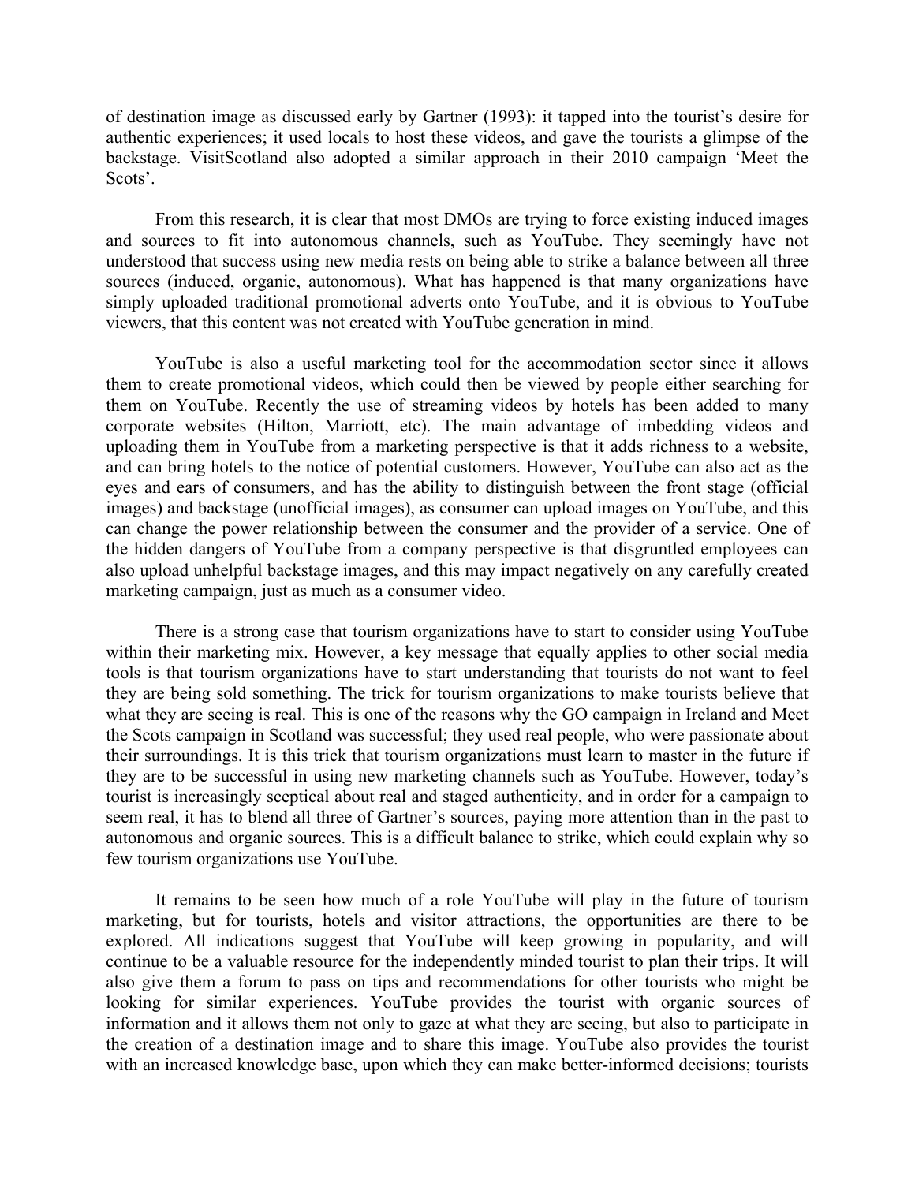of destination image as discussed early by Gartner (1993): it tapped into the tourist's desire for authentic experiences; it used locals to host these videos, and gave the tourists a glimpse of the backstage. VisitScotland also adopted a similar approach in their 2010 campaign 'Meet the Scots'.

From this research, it is clear that most DMOs are trying to force existing induced images and sources to fit into autonomous channels, such as YouTube. They seemingly have not understood that success using new media rests on being able to strike a balance between all three sources (induced, organic, autonomous). What has happened is that many organizations have simply uploaded traditional promotional adverts onto YouTube, and it is obvious to YouTube viewers, that this content was not created with YouTube generation in mind.

YouTube is also a useful marketing tool for the accommodation sector since it allows them to create promotional videos, which could then be viewed by people either searching for them on YouTube. Recently the use of streaming videos by hotels has been added to many corporate websites (Hilton, Marriott, etc). The main advantage of imbedding videos and uploading them in YouTube from a marketing perspective is that it adds richness to a website, and can bring hotels to the notice of potential customers. However, YouTube can also act as the eyes and ears of consumers, and has the ability to distinguish between the front stage (official images) and backstage (unofficial images), as consumer can upload images on YouTube, and this can change the power relationship between the consumer and the provider of a service. One of the hidden dangers of YouTube from a company perspective is that disgruntled employees can also upload unhelpful backstage images, and this may impact negatively on any carefully created marketing campaign, just as much as a consumer video.

There is a strong case that tourism organizations have to start to consider using YouTube within their marketing mix. However, a key message that equally applies to other social media tools is that tourism organizations have to start understanding that tourists do not want to feel they are being sold something. The trick for tourism organizations to make tourists believe that what they are seeing is real. This is one of the reasons why the GO campaign in Ireland and Meet the Scots campaign in Scotland was successful; they used real people, who were passionate about their surroundings. It is this trick that tourism organizations must learn to master in the future if they are to be successful in using new marketing channels such as YouTube. However, today's tourist is increasingly sceptical about real and staged authenticity, and in order for a campaign to seem real, it has to blend all three of Gartner's sources, paying more attention than in the past to autonomous and organic sources. This is a difficult balance to strike, which could explain why so few tourism organizations use YouTube.

It remains to be seen how much of a role YouTube will play in the future of tourism marketing, but for tourists, hotels and visitor attractions, the opportunities are there to be explored. All indications suggest that YouTube will keep growing in popularity, and will continue to be a valuable resource for the independently minded tourist to plan their trips. It will also give them a forum to pass on tips and recommendations for other tourists who might be looking for similar experiences. YouTube provides the tourist with organic sources of information and it allows them not only to gaze at what they are seeing, but also to participate in the creation of a destination image and to share this image. YouTube also provides the tourist with an increased knowledge base, upon which they can make better-informed decisions; tourists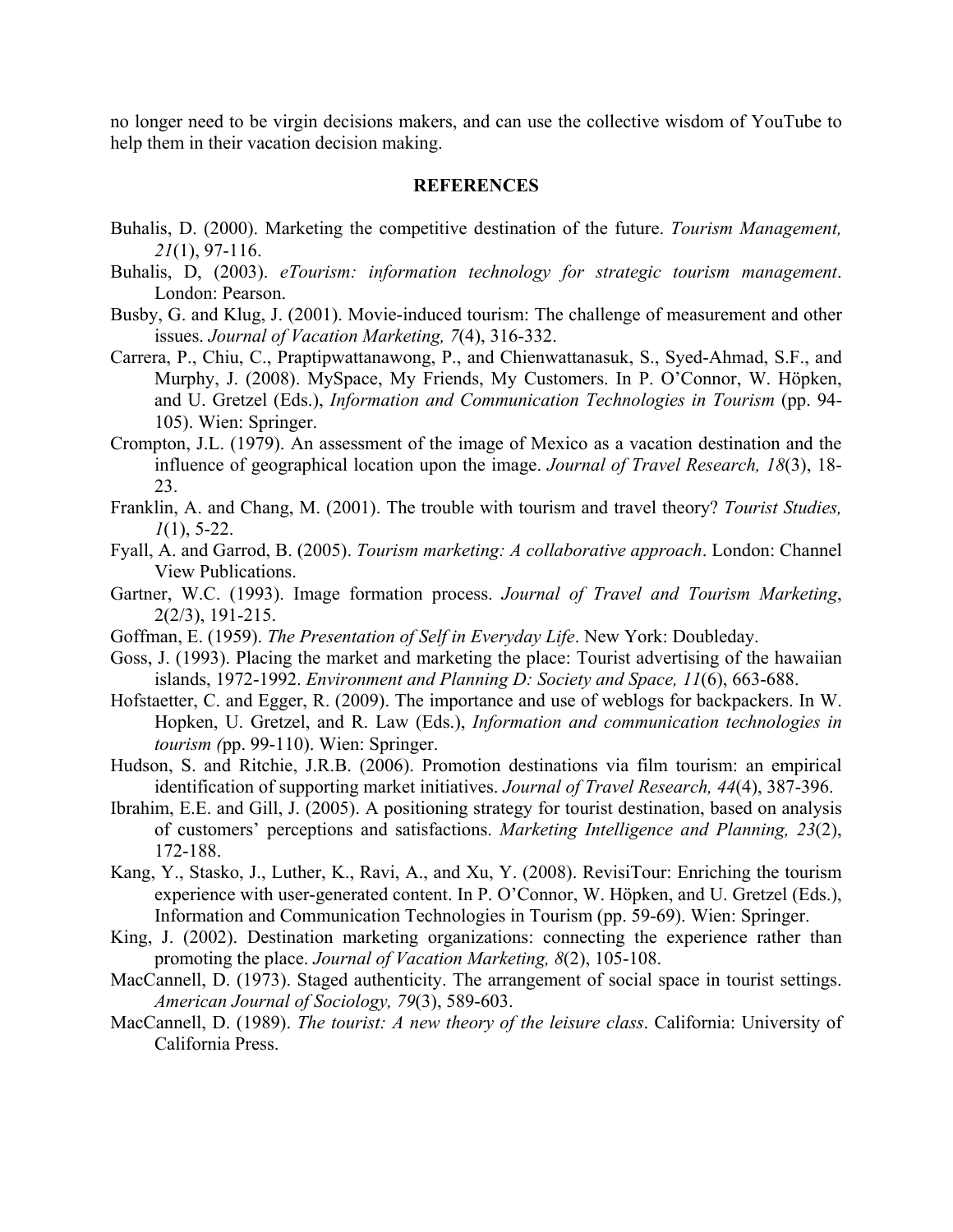no longer need to be virgin decisions makers, and can use the collective wisdom of YouTube to help them in their vacation decision making.

## REFERENCES

Buhalis, D. (2000). Marketing the competitive destination of the future. *Tourism Management, 21*(1), 97-116.

Buhalis, D, (2003). *eTourism: information technology for strategic tourism management*. London: Pearson.

Busby, G. and Klug, J. (2001). Movie-induced tourism: The challenge of measurement and other issues. *Journal of Vacation Marketing, 7*(4), 316-332.

Carrera, P., Chiu, C., Praptipwattanawong, P., and Chienwattanasuk, S., Syed-Ahmad, S.F., and Murphy, J. (2008). MySpace, My Friends, My Customers. In P. O'Connor, W. Höpken, and U. Gretzel (Eds.), *Information and Communication Technologies in Tourism* (pp. 94-105). Wien: Springer.

Crompton, J.L. (1979). An assessment of the image of Mexico as a vacation destination and the influence of geographical location upon the image. *Journal of Travel Research, 18*(3), 18-23.

Franklin, A. and Chang, M. (2001). The trouble with tourism and travel theory? *Tourist Studies, 1*(1), 5-22.

Fyall, A. and Garrod, B. (2005). *Tourism marketing: A collaborative approach*. London: Channel View Publications.

Gartner, W.C. (1993). Image formation process. *Journal of Travel and Tourism Marketing*, 2(2/3), 191-215.

Goffman, E. (1959). *The Presentation of Self in Everyday Life*. New York: Doubleday.

Goss, J. (1993). Placing the market and marketing the place: Tourist advertising of the hawaiian islands, 1972-1992. *Environment and Planning D: Society and Space, 11*(6), 663-688.

Hofstaetter, C. and Egger, R. (2009). The importance and use of weblogs for backpackers. In W. Hopken, U. Gretzel, and R. Law (Eds.), *Information and communication technologies in tourism (*pp. 99-110). Wien: Springer.

Hudson, S. and Ritchie, J.R.B. (2006). Promotion destinations via film tourism: an empirical identification of supporting market initiatives. *Journal of Travel Research, 44*(4), 387-396.

Ibrahim, E.E. and Gill, J. (2005). A positioning strategy for tourist destination, based on analysis of customers' perceptions and satisfactions. *Marketing Intelligence and Planning, 23*(2), 172-188.

Kang, Y., Stasko, J., Luther, K., Ravi, A., and Xu, Y. (2008). RevisiTour: Enriching the tourism experience with user-generated content. In P. O'Connor, W. Höpken, and U. Gretzel (Eds.), Information and Communication Technologies in Tourism (pp. 59-69). Wien: Springer.

King, J. (2002). Destination marketing organizations: connecting the experience rather than promoting the place. *Journal of Vacation Marketing, 8*(2), 105-108.

MacCannell, D. (1973). Staged authenticity. The arrangement of social space in tourist settings. *American Journal of Sociology, 79*(3), 589-603.

MacCannell, D. (1989). *The tourist: A new theory of the leisure class*. California: University of California Press.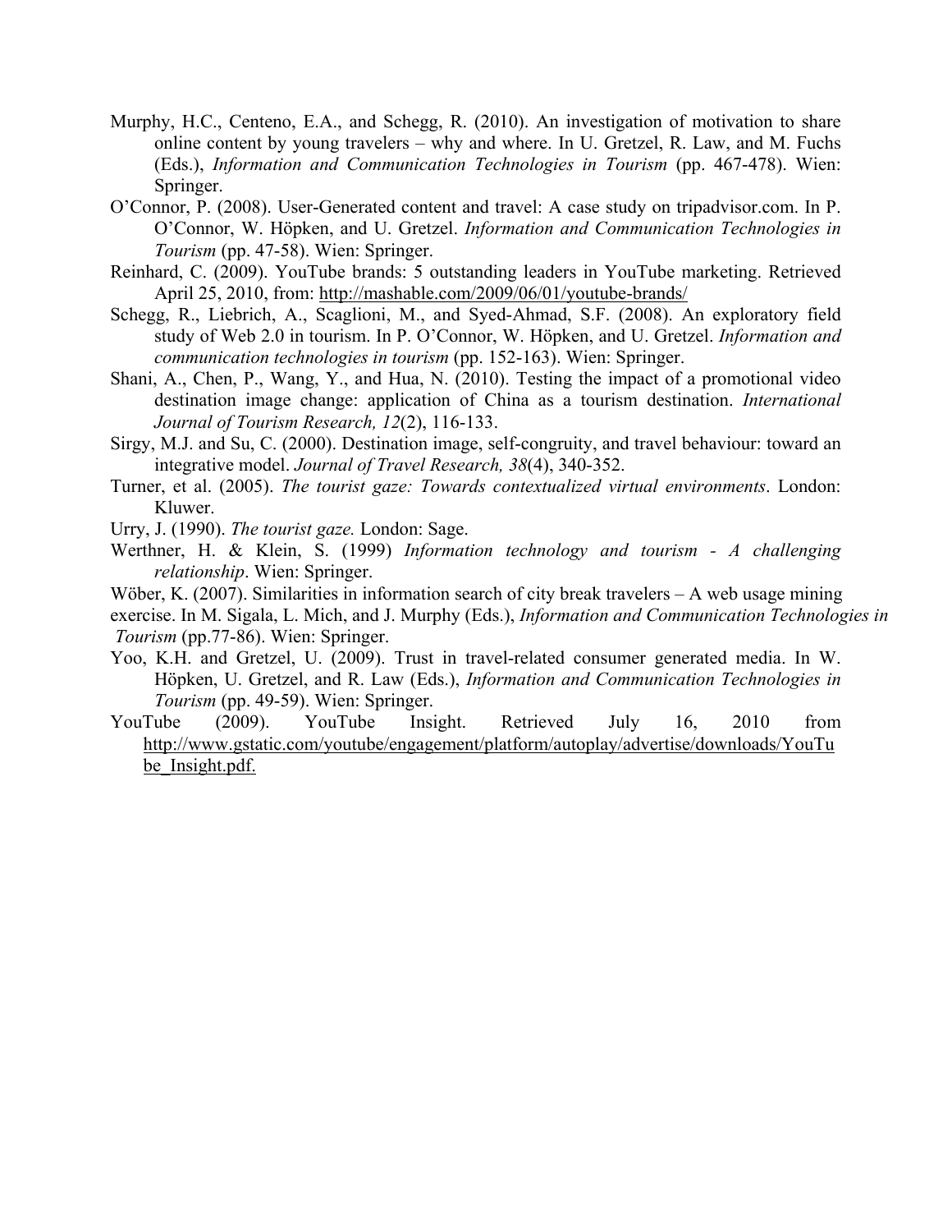Murphy, H.C., Centeno, E.A., and Schegg, R. (2010). An investigation of motivation to share online content by young travelers – why and where. In U. Gretzel, R. Law, and M. Fuchs (Eds.), *Information and Communication Technologies in Tourism* (pp. 467-478). Wien: Springer.

O'Connor, P. (2008). User-Generated content and travel: A case study on tripadvisor.com. In P. O'Connor, W. Höpken, and U. Gretzel. *Information and Communication Technologies in Tourism* (pp. 47-58). Wien: Springer.

Reinhard, C. (2009). YouTube brands: 5 outstanding leaders in YouTube marketing. Retrieved April 25, 2010, from: http://mashable.com/2009/06/01/youtube-brands/

Schegg, R., Liebrich, A., Scaglioni, M., and Syed-Ahmad, S.F. (2008). An exploratory field study of Web 2.0 in tourism. In P. O'Connor, W. Höpken, and U. Gretzel. *Information and communication technologies in tourism* (pp. 152-163). Wien: Springer.

Shani, A., Chen, P., Wang, Y., and Hua, N. (2010). Testing the impact of a promotional video destination image change: application of China as a tourism destination. *International Journal of Tourism Research, 12*(2), 116-133.

Sirgy, M.J. and Su, C. (2000). Destination image, self-congruity, and travel behaviour: toward an integrative model. *Journal of Travel Research, 38*(4), 340-352.

Turner, et al. (2005). *The tourist gaze: Towards contextualized virtual environments*. London: Kluwer.

Urry, J. (1990). *The tourist gaze.* London: Sage.

Werthner, H. & Klein, S. (1999) *Information technology and tourism - A challenging relationship*. Wien: Springer.

Wöber, K. (2007). Similarities in information search of city break travelers – A web usage mining exercise. In M. Sigala, L. Mich, and J. Murphy (Eds.), *Information and Communication Technologies in Tourism* (pp.77-86). Wien: Springer.

Yoo, K.H. and Gretzel, U. (2009). Trust in travel-related consumer generated media. In W. Höpken, U. Gretzel, and R. Law (Eds.), *Information and Communication Technologies in Tourism* (pp. 49-59). Wien: Springer.

YouTube (2009). YouTube Insight. Retrieved July 16, 2010 from http://www.gstatic.com/youtube/engagement/platform/autoplay/advertise/downloads/YouTube_Insight.pdf.